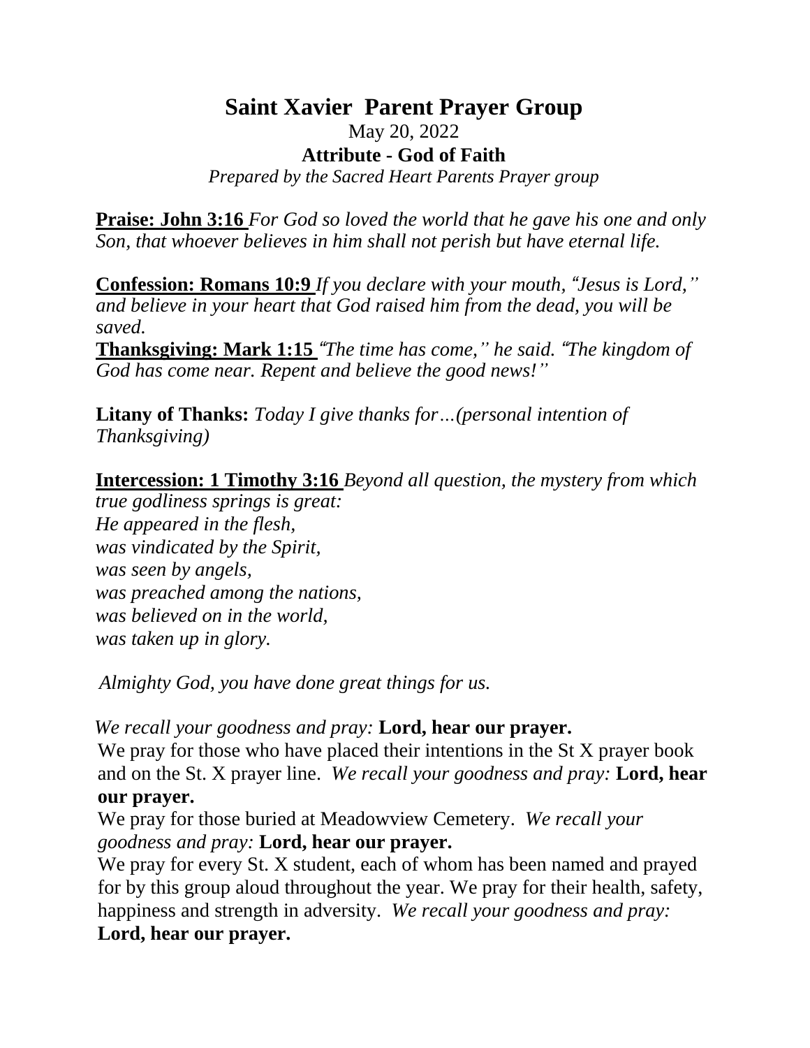# Saint Xavier Parent Prayer Group

May 20, 2022

**Attribute - God of Faith**

*Prepared by the Sacred Heart Parents Prayer group*

**Praise: John 3:16** *For God so loved the world that he gave his one and only Son, that whoever believes in him shall not perish but have eternal life.*

**Confession: Romans 10:9** *If you declare with your mouth, "Jesus is Lord," and believe in your heart that God raised him from the dead, you will be saved.*

**Thanksgiving: Mark 1:15** *"The time has come," he said. "The kingdom of God has come near. Repent and believe the good news!"*

**Litany of Thanks:** *Today I give thanks for…(personal intention of Thanksgiving)*

**Intercession: 1 Timothy 3:16** *Beyond all question, the mystery from which true godliness springs is great:*
*He appeared in the flesh,*
*was vindicated by the Spirit,*
*was seen by angels,*
*was preached among the nations,*
*was believed on in the world,*
*was taken up in glory.*

*Almighty God, you have done great things for us.*

*We recall your goodness and pray:* **Lord, hear our prayer.**

We pray for those who have placed their intentions in the St X prayer book and on the St. X prayer line. *We recall your goodness and pray:* **Lord, hear our prayer.**

We pray for those buried at Meadowview Cemetery. *We recall your goodness and pray:* **Lord, hear our prayer.**

We pray for every St. X student, each of whom has been named and prayed for by this group aloud throughout the year. We pray for their health, safety, happiness and strength in adversity. *We recall your goodness and pray:* **Lord, hear our prayer.**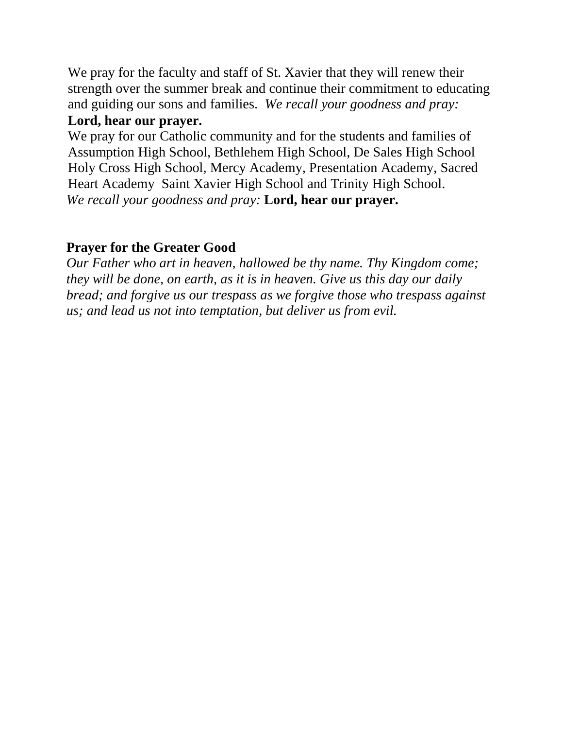We pray for the faculty and staff of St. Xavier that they will renew their strength over the summer break and continue their commitment to educating and guiding our sons and families. *We recall your goodness and pray:* **Lord, hear our prayer.**

We pray for our Catholic community and for the students and families of Assumption High School, Bethlehem High School, De Sales High School Holy Cross High School, Mercy Academy, Presentation Academy, Sacred Heart Academy  Saint Xavier High School and Trinity High School. *We recall your goodness and pray:* **Lord, hear our prayer.**

**Prayer for the Greater Good**

*Our Father who art in heaven, hallowed be thy name. Thy Kingdom come; they will be done, on earth, as it is in heaven. Give us this day our daily bread; and forgive us our trespass as we forgive those who trespass against us; and lead us not into temptation, but deliver us from evil.*